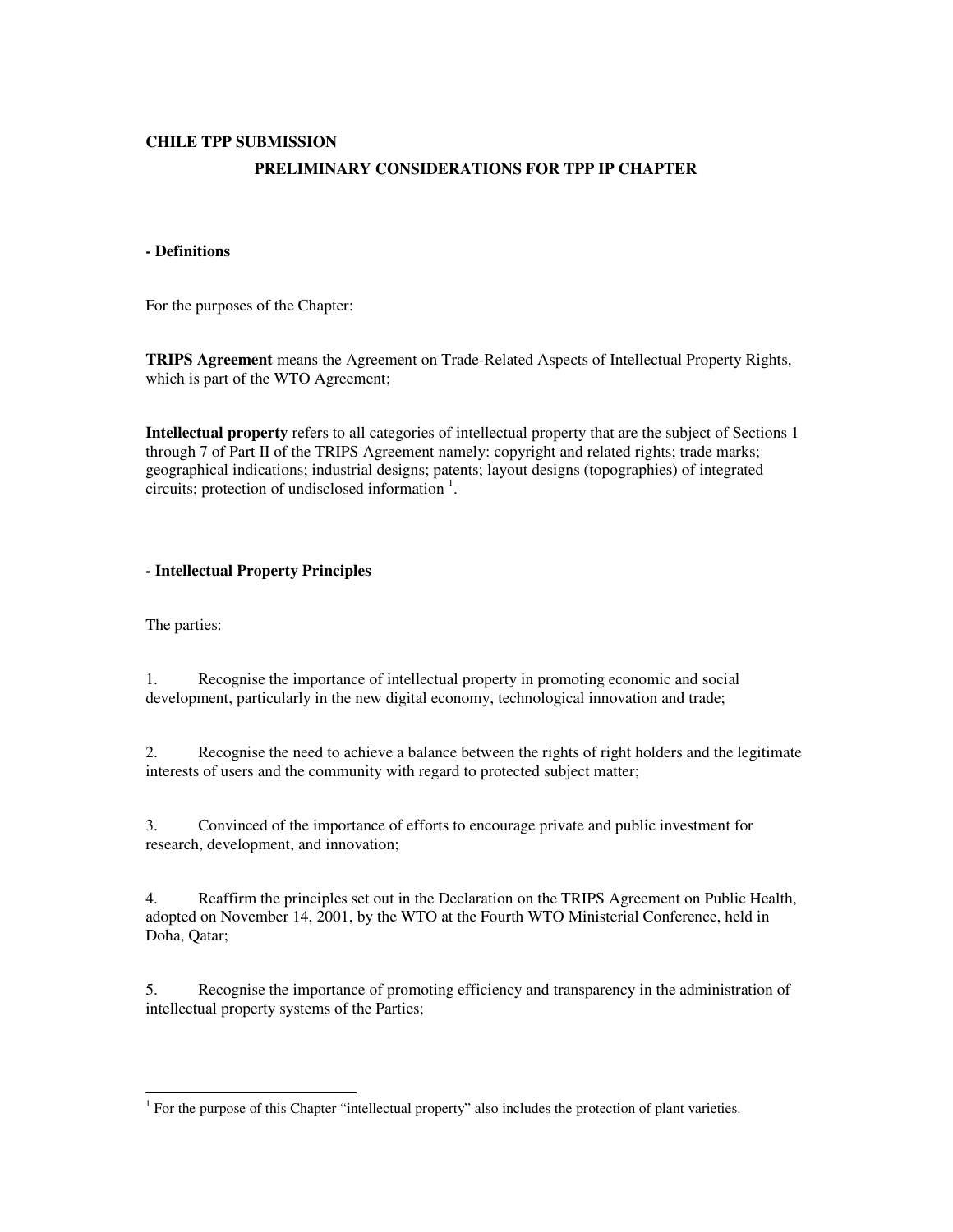**CHILE TPP SUBMISSION**

**PRELIMINARY CONSIDERATIONS FOR TPP IP CHAPTER**

**- Definitions**

For the purposes of the Chapter:

**TRIPS Agreement** means the Agreement on Trade-Related Aspects of Intellectual Property Rights, which is part of the WTO Agreement;

**Intellectual property** refers to all categories of intellectual property that are the subject of Sections 1 through 7 of Part II of the TRIPS Agreement namely: copyright and related rights; trade marks; geographical indications; industrial designs; patents; layout designs (topographies) of integrated circuits; protection of undisclosed information [1].

**- Intellectual Property Principles**

The parties:

1. Recognise the importance of intellectual property in promoting economic and social development, particularly in the new digital economy, technological innovation and trade;

2. Recognise the need to achieve a balance between the rights of right holders and the legitimate interests of users and the community with regard to protected subject matter;

3. Convinced of the importance of efforts to encourage private and public investment for research, development, and innovation;

4. Reaffirm the principles set out in the Declaration on the TRIPS Agreement on Public Health, adopted on November 14, 2001, by the WTO at the Fourth WTO Ministerial Conference, held in Doha, Qatar;

5. Recognise the importance of promoting efficiency and transparency in the administration of intellectual property systems of the Parties;

---

[1] For the purpose of this Chapter "intellectual property" also includes the protection of plant varieties.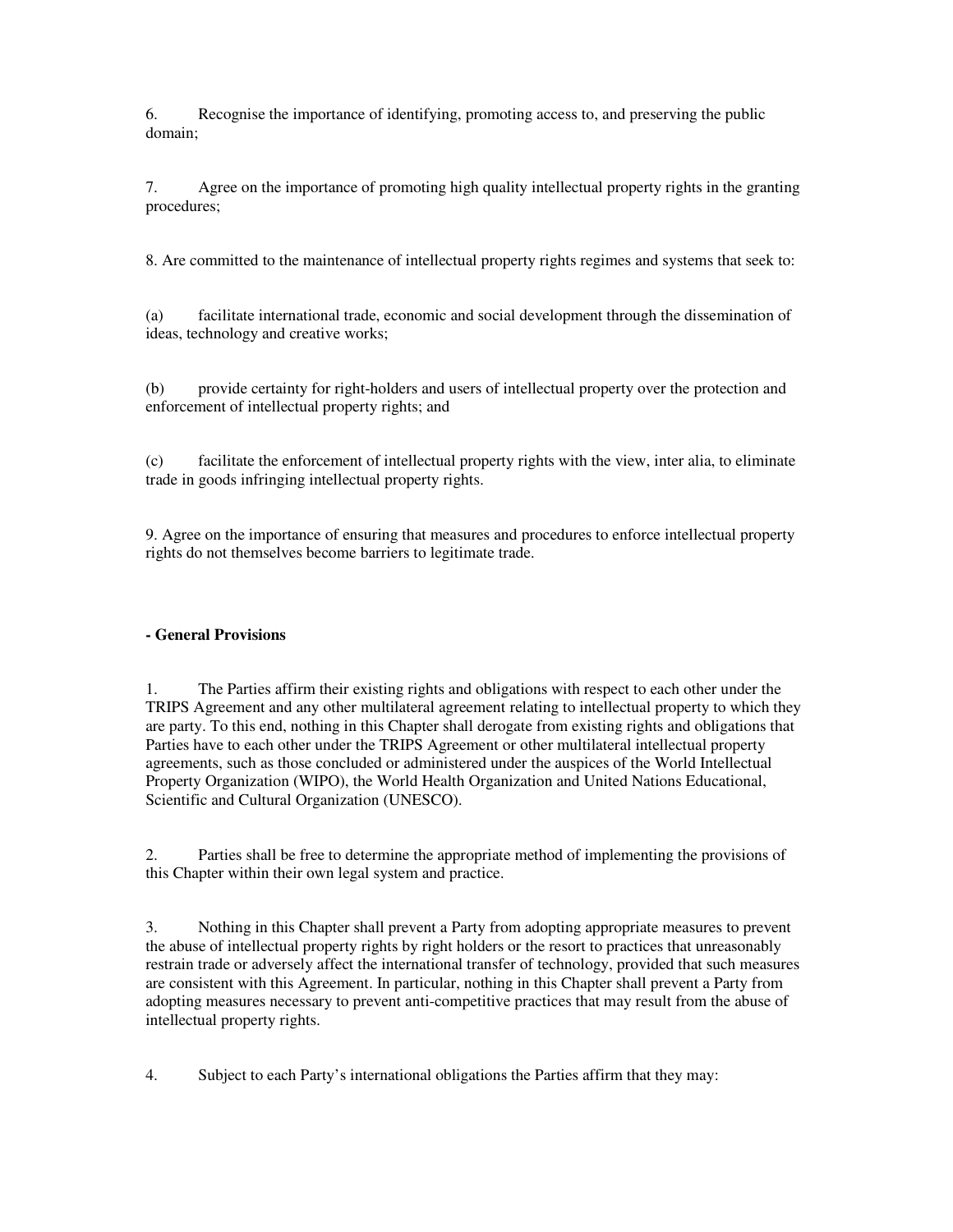6. Recognise the importance of identifying, promoting access to, and preserving the public domain;

7. Agree on the importance of promoting high quality intellectual property rights in the granting procedures;

8. Are committed to the maintenance of intellectual property rights regimes and systems that seek to:

(a) facilitate international trade, economic and social development through the dissemination of ideas, technology and creative works;

(b) provide certainty for right-holders and users of intellectual property over the protection and enforcement of intellectual property rights; and

(c) facilitate the enforcement of intellectual property rights with the view, inter alia, to eliminate trade in goods infringing intellectual property rights.

9. Agree on the importance of ensuring that measures and procedures to enforce intellectual property rights do not themselves become barriers to legitimate trade.

**- General Provisions**

1. The Parties affirm their existing rights and obligations with respect to each other under the TRIPS Agreement and any other multilateral agreement relating to intellectual property to which they are party. To this end, nothing in this Chapter shall derogate from existing rights and obligations that Parties have to each other under the TRIPS Agreement or other multilateral intellectual property agreements, such as those concluded or administered under the auspices of the World Intellectual Property Organization (WIPO), the World Health Organization and United Nations Educational, Scientific and Cultural Organization (UNESCO).

2. Parties shall be free to determine the appropriate method of implementing the provisions of this Chapter within their own legal system and practice.

3. Nothing in this Chapter shall prevent a Party from adopting appropriate measures to prevent the abuse of intellectual property rights by right holders or the resort to practices that unreasonably restrain trade or adversely affect the international transfer of technology, provided that such measures are consistent with this Agreement. In particular, nothing in this Chapter shall prevent a Party from adopting measures necessary to prevent anti-competitive practices that may result from the abuse of intellectual property rights.

4. Subject to each Party's international obligations the Parties affirm that they may: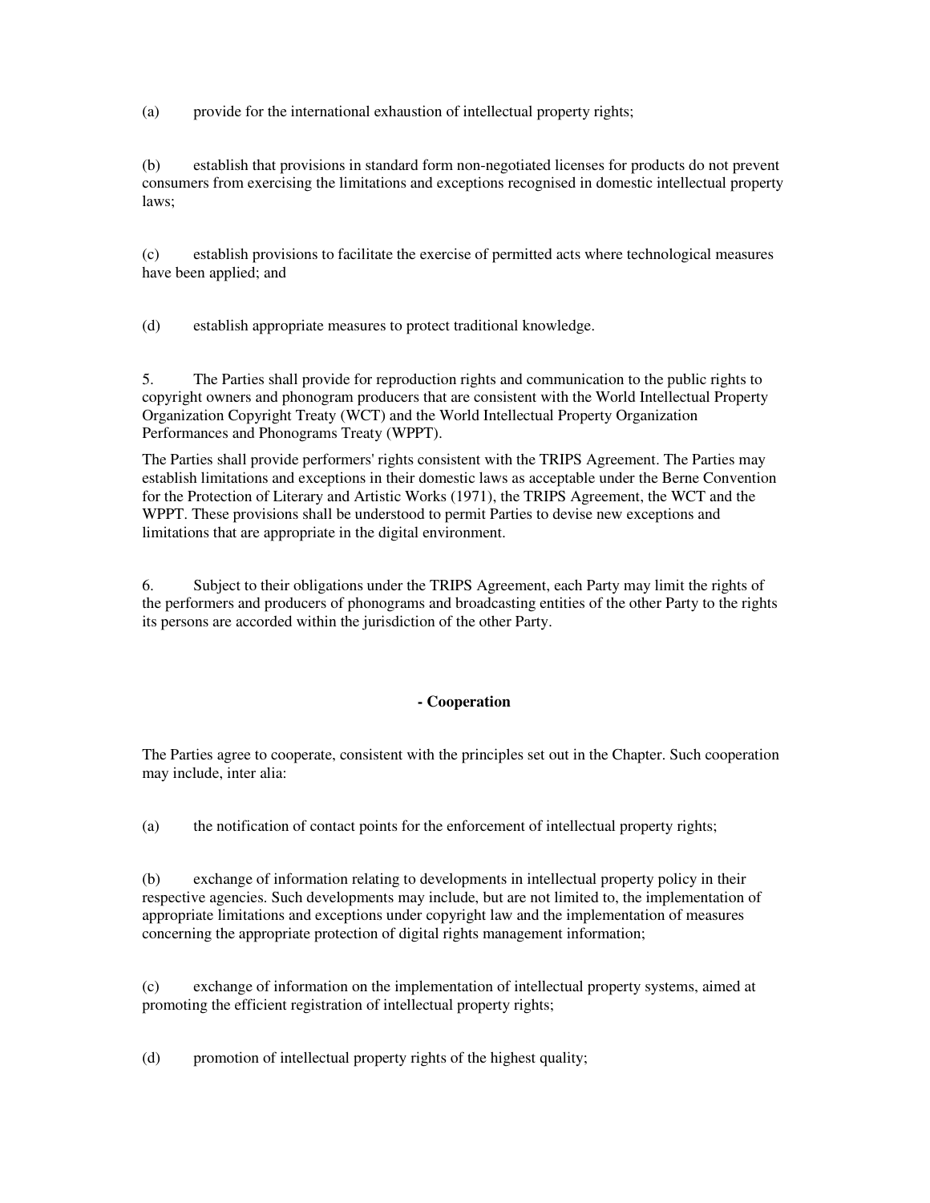(a) provide for the international exhaustion of intellectual property rights;

(b) establish that provisions in standard form non-negotiated licenses for products do not prevent consumers from exercising the limitations and exceptions recognised in domestic intellectual property laws;

(c) establish provisions to facilitate the exercise of permitted acts where technological measures have been applied; and

(d) establish appropriate measures to protect traditional knowledge.

5. The Parties shall provide for reproduction rights and communication to the public rights to copyright owners and phonogram producers that are consistent with the World Intellectual Property Organization Copyright Treaty (WCT) and the World Intellectual Property Organization Performances and Phonograms Treaty (WPPT).

The Parties shall provide performers' rights consistent with the TRIPS Agreement. The Parties may establish limitations and exceptions in their domestic laws as acceptable under the Berne Convention for the Protection of Literary and Artistic Works (1971), the TRIPS Agreement, the WCT and the WPPT. These provisions shall be understood to permit Parties to devise new exceptions and limitations that are appropriate in the digital environment.

6. Subject to their obligations under the TRIPS Agreement, each Party may limit the rights of the performers and producers of phonograms and broadcasting entities of the other Party to the rights its persons are accorded within the jurisdiction of the other Party.

**- Cooperation**

The Parties agree to cooperate, consistent with the principles set out in the Chapter. Such cooperation may include, inter alia:

(a) the notification of contact points for the enforcement of intellectual property rights;

(b) exchange of information relating to developments in intellectual property policy in their respective agencies. Such developments may include, but are not limited to, the implementation of appropriate limitations and exceptions under copyright law and the implementation of measures concerning the appropriate protection of digital rights management information;

(c) exchange of information on the implementation of intellectual property systems, aimed at promoting the efficient registration of intellectual property rights;

(d) promotion of intellectual property rights of the highest quality;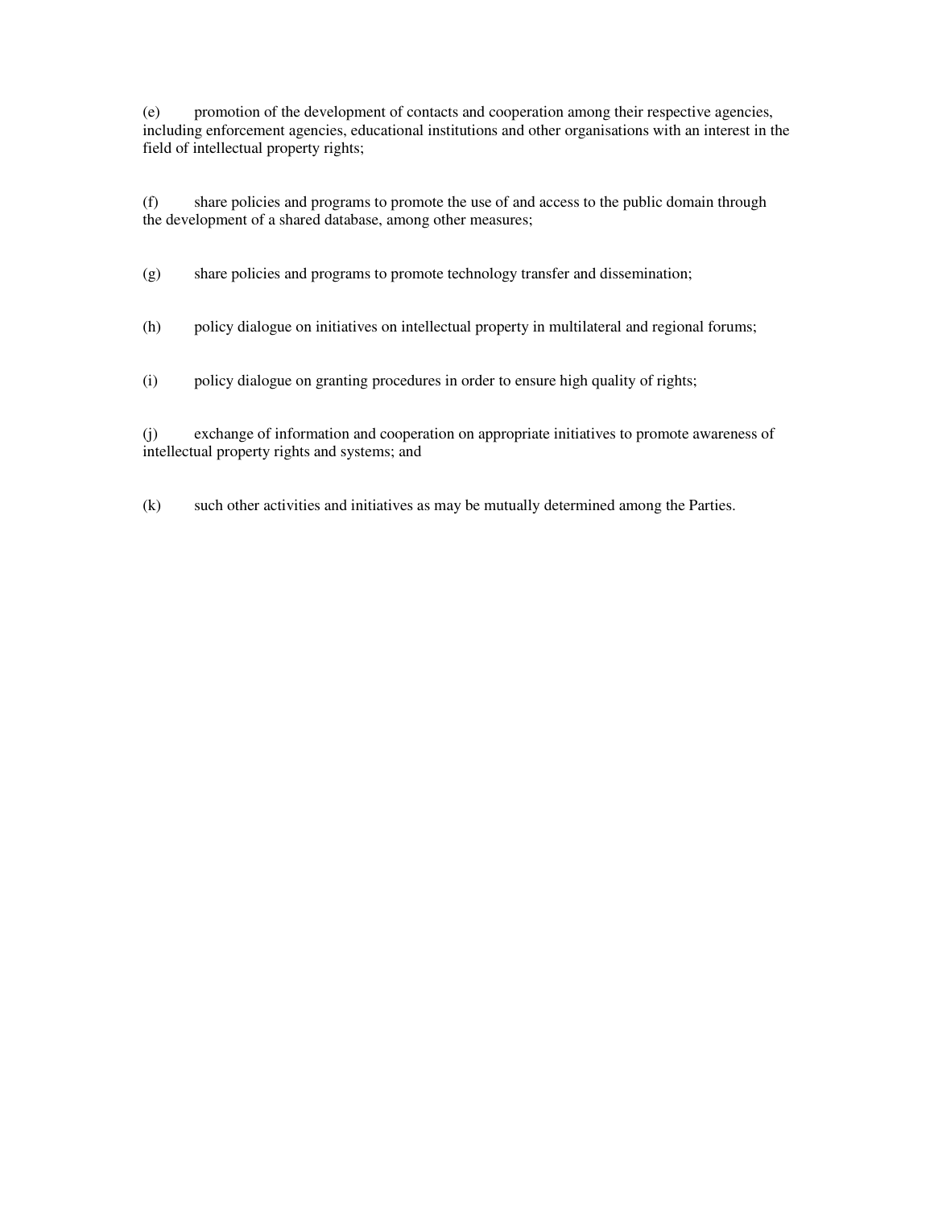(e) promotion of the development of contacts and cooperation among their respective agencies, including enforcement agencies, educational institutions and other organisations with an interest in the field of intellectual property rights;

(f) share policies and programs to promote the use of and access to the public domain through the development of a shared database, among other measures;

(g) share policies and programs to promote technology transfer and dissemination;

(h) policy dialogue on initiatives on intellectual property in multilateral and regional forums;

(i) policy dialogue on granting procedures in order to ensure high quality of rights;

(j) exchange of information and cooperation on appropriate initiatives to promote awareness of intellectual property rights and systems; and

(k) such other activities and initiatives as may be mutually determined among the Parties.